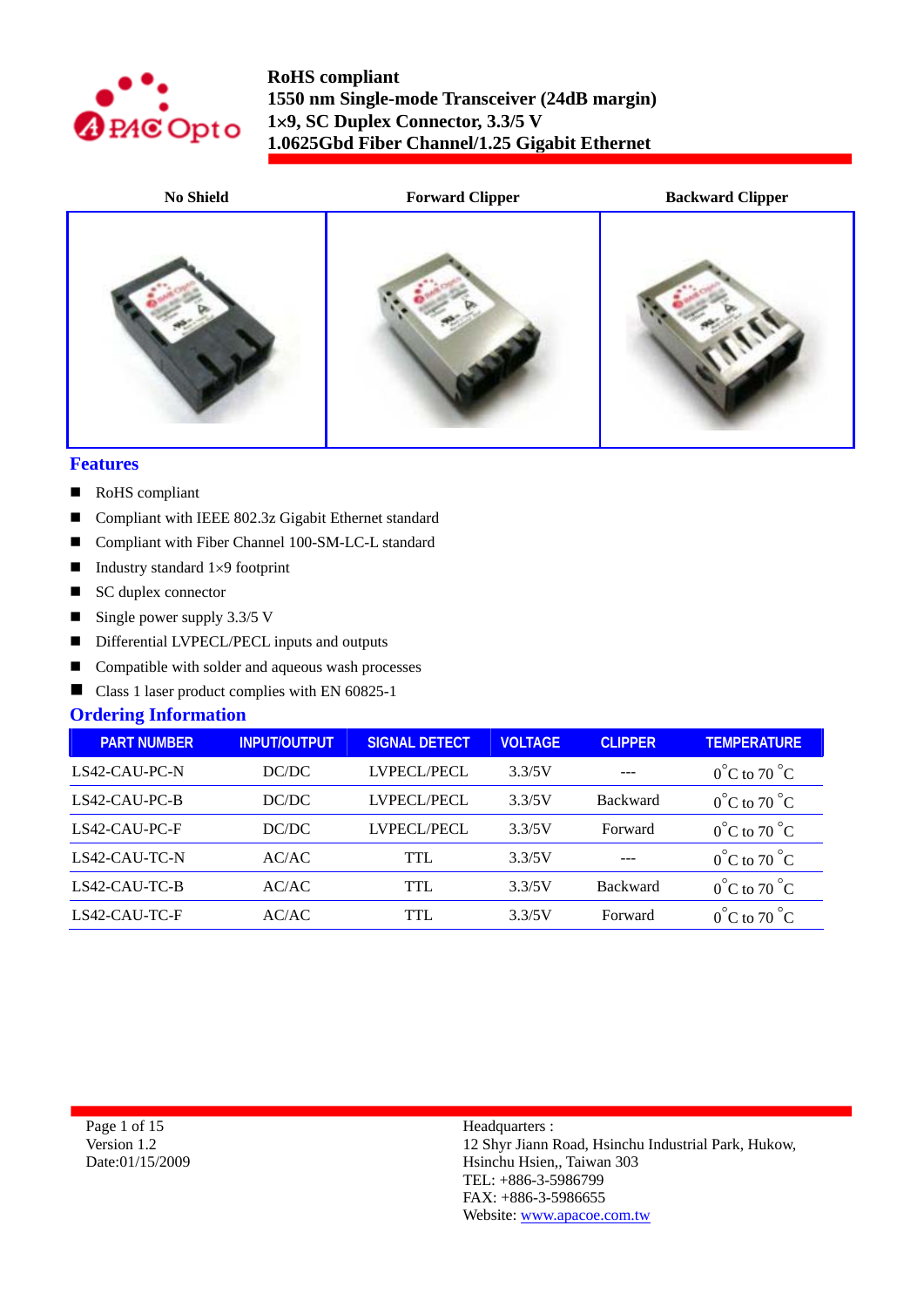**RoHS compliant**
**1550 nm Single-mode Transceiver (24dB margin)**
**1×9, SC Duplex Connector, 3.3/5 V**
**1.0625Gbd Fiber Channel/1.25 Gigabit Ethernet**

| No Shield | Forward Clipper | Backward Clipper |
|---|---|---|

## Features

- RoHS compliant
- Compliant with IEEE 802.3z Gigabit Ethernet standard
- Compliant with Fiber Channel 100-SM-LC-L standard
- Industry standard 1×9 footprint
- SC duplex connector
- Single power supply 3.3/5 V
- Differential LVPECL/PECL inputs and outputs
- Compatible with solder and aqueous wash processes
- Class 1 laser product complies with EN 60825-1

## Ordering Information

| PART NUMBER | INPUT/OUTPUT | SIGNAL DETECT | VOLTAGE | CLIPPER | TEMPERATURE |
|---|---|---|---|---|---|
| LS42-CAU-PC-N | DC/DC | LVPECL/PECL | 3.3/5V | --- | 0°C to 70 °C |
| LS42-CAU-PC-B | DC/DC | LVPECL/PECL | 3.3/5V | Backward | 0°C to 70 °C |
| LS42-CAU-PC-F | DC/DC | LVPECL/PECL | 3.3/5V | Forward | 0°C to 70 °C |
| LS42-CAU-TC-N | AC/AC | TTL | 3.3/5V | --- | 0°C to 70 °C |
| LS42-CAU-TC-B | AC/AC | TTL | 3.3/5V | Backward | 0°C to 70 °C |
| LS42-CAU-TC-F | AC/AC | TTL | 3.3/5V | Forward | 0°C to 70 °C |

Version 1.2
Date:01/15/2009

Headquarters :
12 Shyr Jiann Road, Hsinchu Industrial Park, Hukow,
Hsinchu Hsien,, Taiwan 303
TEL: +886-3-5986799
FAX: +886-3-5986655
Website: www.apacoe.com.tw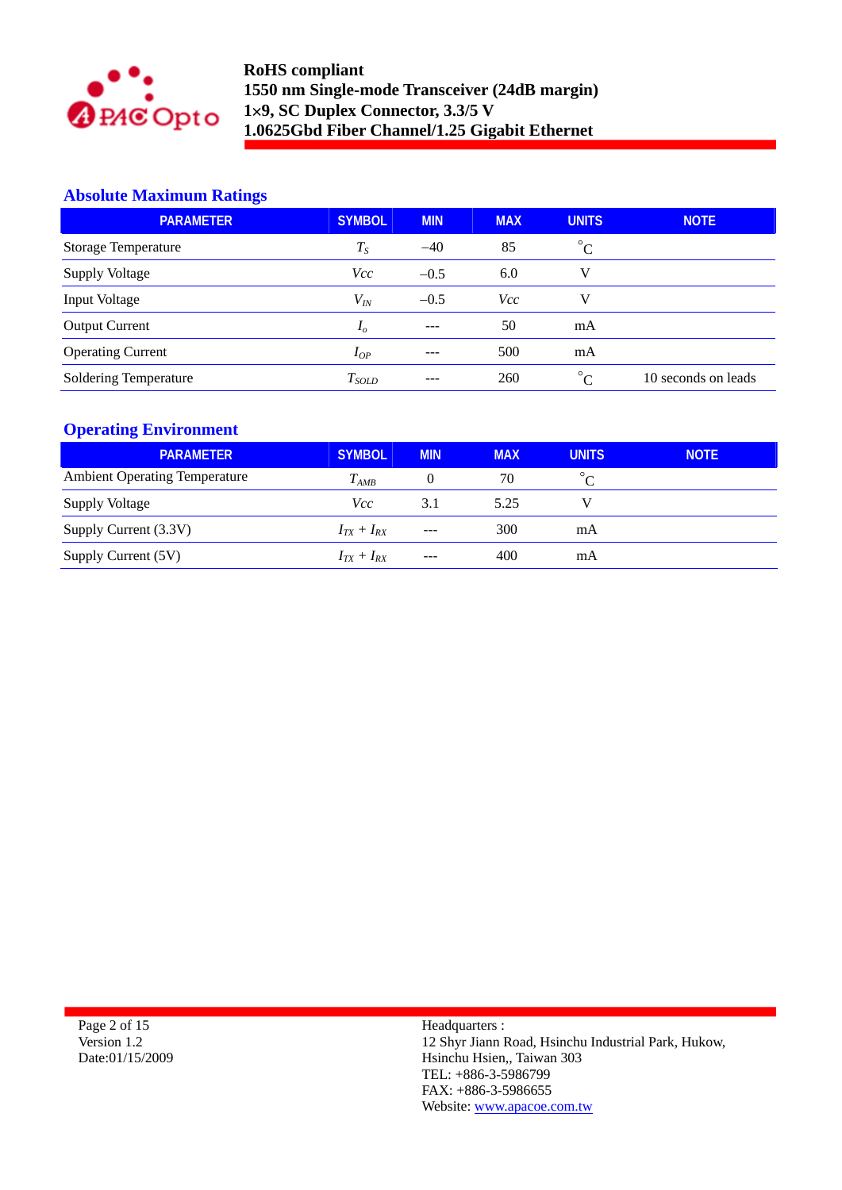## Absolute Maximum Ratings

| PARAMETER | SYMBOL | MIN | MAX | UNITS | NOTE |
|---|---|---|---|---|---|
| Storage Temperature | $T_S$ | –40 | 85 | °C | |
| Supply Voltage | $Vcc$ | –0.5 | 6.0 | V | |
| Input Voltage | $V_{IN}$ | –0.5 | $Vcc$ | V | |
| Output Current | $I_o$ | --- | 50 | mA | |
| Operating Current | $I_{OP}$ | --- | 500 | mA | |
| Soldering Temperature | $T_{SOLD}$ | --- | 260 | °C | 10 seconds on leads |

## Operating Environment

| PARAMETER | SYMBOL | MIN | MAX | UNITS | NOTE |
|---|---|---|---|---|---|
| Ambient Operating Temperature | $T_{AMB}$ | 0 | 70 | °C | |
| Supply Voltage | $Vcc$ | 3.1 | 5.25 | V | |
| Supply Current (3.3V) | $I_{TX} + I_{RX}$ | --- | 300 | mA | |
| Supply Current (5V) | $I_{TX} + I_{RX}$ | --- | 400 | mA | |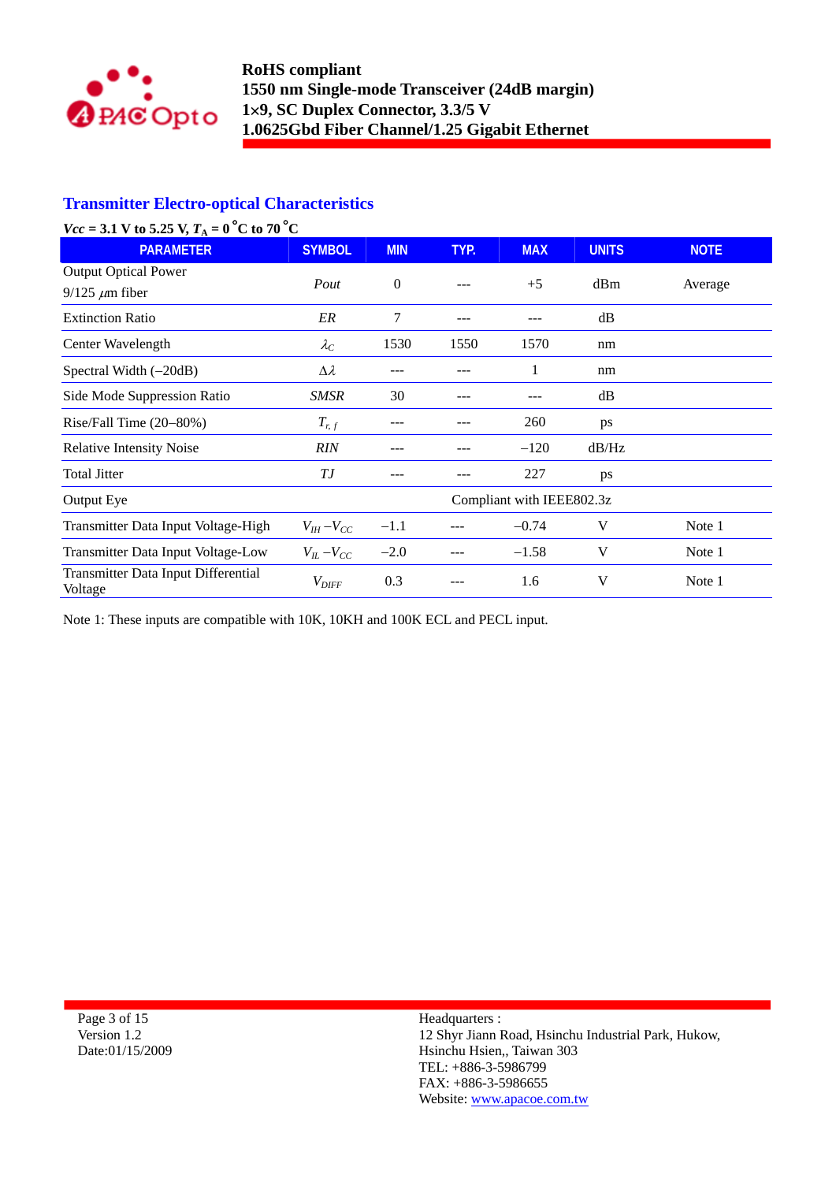## Transmitter Electro-optical Characteristics

***Vcc* = 3.1 V to 5.25 V, $T_A$ = 0 °C to 70 °C**

| PARAMETER | SYMBOL | MIN | TYP. | MAX | UNITS | NOTE |
|---|---|---|---|---|---|---|
| Output Optical Power 9/125 $\mu$m fiber | *Pout* | 0 | --- | +5 | dBm | Average |
| Extinction Ratio | *ER* | 7 | --- | --- | dB | |
| Center Wavelength | $\lambda_C$ | 1530 | 1550 | 1570 | nm | |
| Spectral Width (–20dB) | $\Delta\lambda$ | --- | --- | 1 | nm | |
| Side Mode Suppression Ratio | *SMSR* | 30 | --- | --- | dB | |
| Rise/Fall Time (20–80%) | $T_{r,f}$ | --- | --- | 260 | ps | |
| Relative Intensity Noise | *RIN* | --- | --- | –120 | dB/Hz | |
| Total Jitter | *TJ* | --- | --- | 227 | ps | |
| Output Eye | Compliant with IEEE802.3z | | | | | |
| Transmitter Data Input Voltage-High | $V_{IH} - V_{CC}$ | –1.1 | --- | –0.74 | V | Note 1 |
| Transmitter Data Input Voltage-Low | $V_{IL} - V_{CC}$ | –2.0 | --- | –1.58 | V | Note 1 |
| Transmitter Data Input Differential Voltage | $V_{DIFF}$ | 0.3 | --- | 1.6 | V | Note 1 |

Note 1: These inputs are compatible with 10K, 10KH and 100K ECL and PECL input.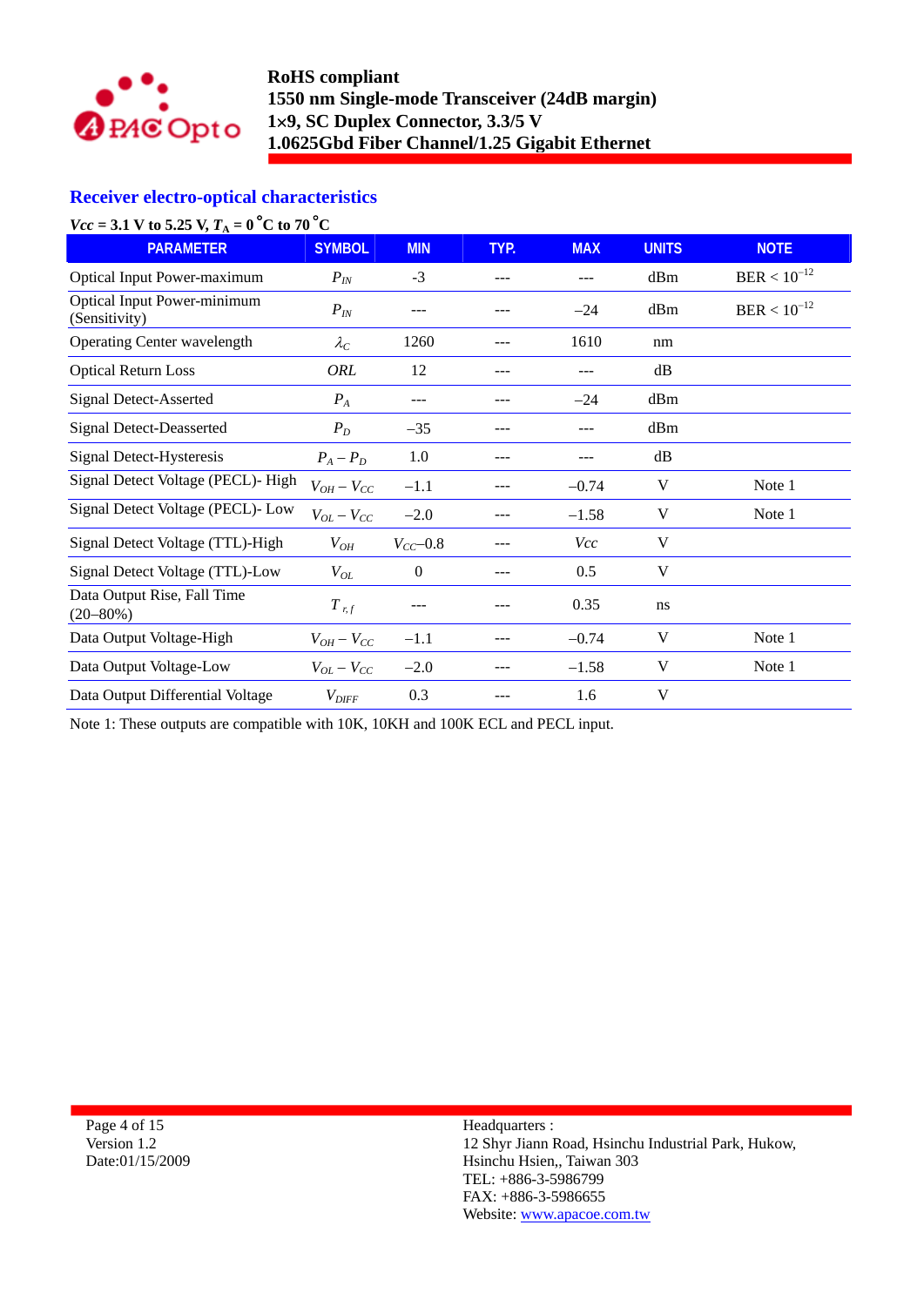## Receiver electro-optical characteristics

***Vcc* = 3.1 V to 5.25 V, $T_A$ = 0 °C to 70 °C**

| PARAMETER | SYMBOL | MIN | TYP. | MAX | UNITS | NOTE |
|---|---|---|---|---|---|---|
| Optical Input Power-maximum | $P_{IN}$ | -3 | --- | --- | dBm | BER < $10^{-12}$ |
| Optical Input Power-minimum (Sensitivity) | $P_{IN}$ | --- | --- | –24 | dBm | BER < $10^{-12}$ |
| Operating Center wavelength | $\lambda_C$ | 1260 | --- | 1610 | nm | |
| Optical Return Loss | *ORL* | 12 | --- | --- | dB | |
| Signal Detect-Asserted | $P_A$ | --- | --- | –24 | dBm | |
| Signal Detect-Deasserted | $P_D$ | –35 | --- | --- | dBm | |
| Signal Detect-Hysteresis | $P_A - P_D$ | 1.0 | --- | --- | dB | |
| Signal Detect Voltage (PECL)- High | $V_{OH} - V_{CC}$ | –1.1 | --- | –0.74 | V | Note 1 |
| Signal Detect Voltage (PECL)- Low | $V_{OL} - V_{CC}$ | –2.0 | --- | –1.58 | V | Note 1 |
| Signal Detect Voltage (TTL)-High | $V_{OH}$ | $V_{CC}$–0.8 | --- | *Vcc* | V | |
| Signal Detect Voltage (TTL)-Low | $V_{OL}$ | 0 | --- | 0.5 | V | |
| Data Output Rise, Fall Time (20–80%) | $T_{r,f}$ | --- | --- | 0.35 | ns | |
| Data Output Voltage-High | $V_{OH} - V_{CC}$ | –1.1 | --- | –0.74 | V | Note 1 |
| Data Output Voltage-Low | $V_{OL} - V_{CC}$ | –2.0 | --- | –1.58 | V | Note 1 |
| Data Output Differential Voltage | $V_{DIFF}$ | 0.3 | --- | 1.6 | V | |

Note 1: These outputs are compatible with 10K, 10KH and 100K ECL and PECL input.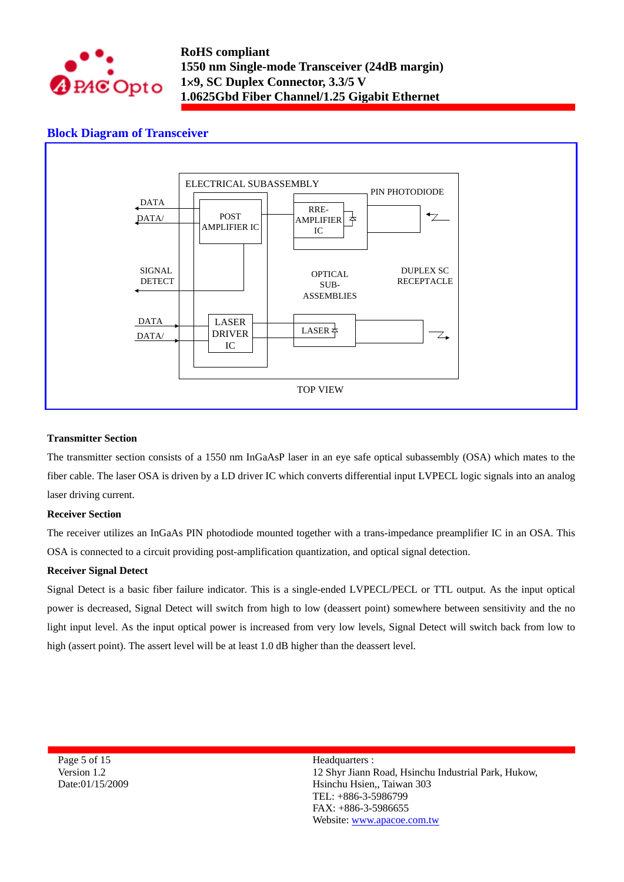## Block Diagram of Transceiver

ELECTRICAL SUBASSEMBLY

PIN PHOTODIODE

DATA

DATA/

POST AMPLIFIER IC

RRE-AMPLIFIER IC

SIGNAL DETECT

OPTICAL SUB-ASSEMBLIES

DUPLEX SC RECEPTACLE

DATA

DATA/

LASER DRIVER IC

LASER

TOP VIEW

**Transmitter Section**

The transmitter section consists of a 1550 nm InGaAsP laser in an eye safe optical subassembly (OSA) which mates to the fiber cable. The laser OSA is driven by a LD driver IC which converts differential input LVPECL logic signals into an analog laser driving current.

**Receiver Section**

The receiver utilizes an InGaAs PIN photodiode mounted together with a trans-impedance preamplifier IC in an OSA. This OSA is connected to a circuit providing post-amplification quantization, and optical signal detection.

**Receiver Signal Detect**

Signal Detect is a basic fiber failure indicator. This is a single-ended LVPECL/PECL or TTL output. As the input optical power is decreased, Signal Detect will switch from high to low (deassert point) somewhere between sensitivity and the no light input level. As the input optical power is increased from very low levels, Signal Detect will switch back from low to high (assert point). The assert level will be at least 1.0 dB higher than the deassert level.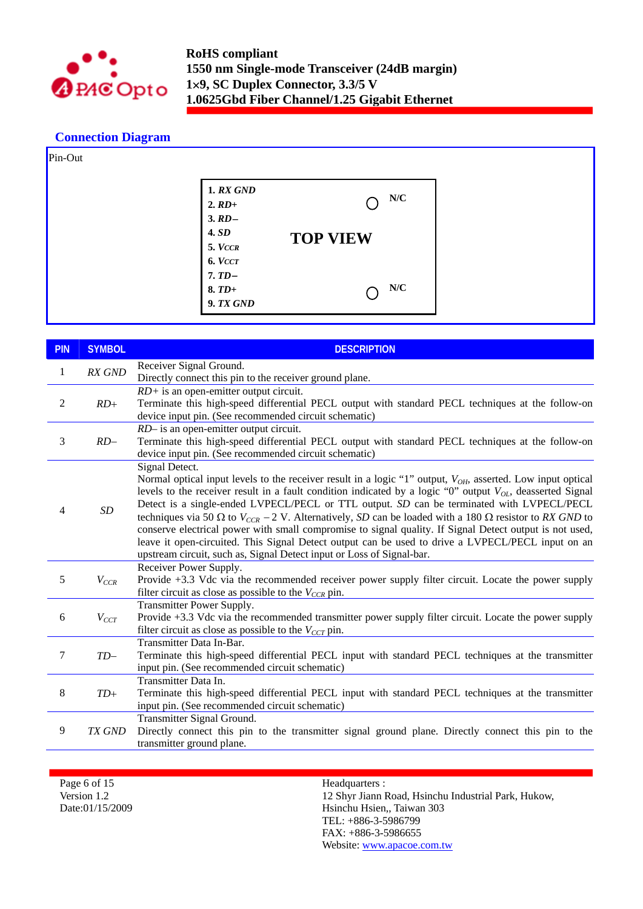## Connection Diagram

Pin-Out

**TOP VIEW**

1. ***RX GND***
2. ***RD+***
3. ***RD–***
4. ***SD***
5. ***$V_{CCR}$***
6. ***$V_{CCT}$***
7. ***TD–***
8. ***TD+***
9. ***TX GND***

N/C

N/C

| PIN | SYMBOL | DESCRIPTION |
|---|---|---|
| 1 | *RX GND* | Receiver Signal Ground.<br>Directly connect this pin to the receiver ground plane. |
| 2 | *RD+* | *RD+* is an open-emitter output circuit.<br>Terminate this high-speed differential PECL output with standard PECL techniques at the follow-on device input pin. (See recommended circuit schematic) |
| 3 | *RD–* | *RD–* is an open-emitter output circuit.<br>Terminate this high-speed differential PECL output with standard PECL techniques at the follow-on device input pin. (See recommended circuit schematic) |
| 4 | *SD* | Signal Detect.<br>Normal optical input levels to the receiver result in a logic “1” output, $V_{OH}$, asserted. Low input optical levels to the receiver result in a fault condition indicated by a logic “0” output $V_{OL}$, deasserted Signal Detect is a single-ended LVPECL/PECL or TTL output. *SD* can be terminated with LVPECL/PECL techniques via 50 Ω to $V_{CCR}$ − 2 V. Alternatively, *SD* can be loaded with a 180 Ω resistor to *RX GND* to conserve electrical power with small compromise to signal quality. If Signal Detect output is not used, leave it open-circuited. This Signal Detect output can be used to drive a LVPECL/PECL input on an upstream circuit, such as, Signal Detect input or Loss of Signal-bar. |
| 5 | $V_{CCR}$ | Receiver Power Supply.<br>Provide +3.3 Vdc via the recommended receiver power supply filter circuit. Locate the power supply filter circuit as close as possible to the $V_{CCR}$ pin. |
| 6 | $V_{CCT}$ | Transmitter Power Supply.<br>Provide +3.3 Vdc via the recommended transmitter power supply filter circuit. Locate the power supply filter circuit as close as possible to the $V_{CCT}$ pin. |
| 7 | *TD–* | Transmitter Data In-Bar.<br>Terminate this high-speed differential PECL input with standard PECL techniques at the transmitter input pin. (See recommended circuit schematic) |
| 8 | *TD+* | Transmitter Data In.<br>Terminate this high-speed differential PECL input with standard PECL techniques at the transmitter input pin. (See recommended circuit schematic) |
| 9 | *TX GND* | Transmitter Signal Ground.<br>Directly connect this pin to the transmitter signal ground plane. Directly connect this pin to the transmitter ground plane. |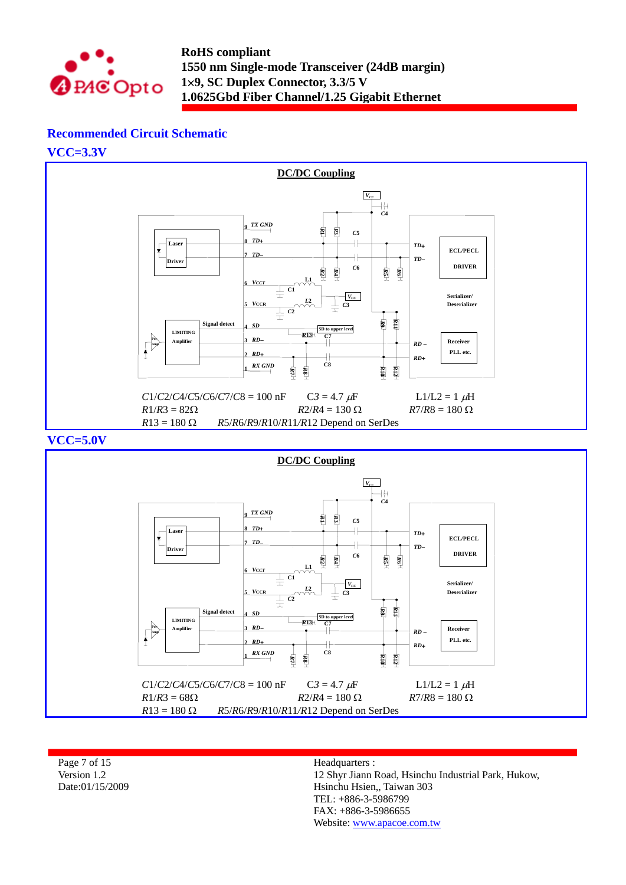## Recommended Circuit Schematic

### VCC=3.3V

**DC/DC Coupling**

$C1/C2/C4/C5/C6/C7/C8$ = 100 nF  $C3$ = 4.7 $\mu F$  $L1/L2$ = 1 $\mu H$

$R1/R3$ = 82Ω  $R2/R4$ = 130 Ω  $R7/R8$ = 180 Ω

$R13$ = 180 Ω  $R5/R6/R9/R10/R11/R12$ Depend on SerDes

### VCC=5.0V

**DC/DC Coupling**

$C1/C2/C4/C5/C6/C7/C8$ = 100 nF  $C3$ = 4.7 $\mu F$  $L1/L2$ = 1 $\mu H$

$R1/R3$ = 68Ω  $R2/R4$ = 180 Ω  $R7/R8$ = 180 Ω

$R13$ = 180 Ω  $R5/R6/R9/R10/R11/R12$ Depend on SerDes

Version 1.2
Date:01/15/2009

Headquarters :
12 Shyr Jiann Road, Hsinchu Industrial Park, Hukow,
Hsinchu Hsien,, Taiwan 303
TEL: +886-3-5986799
FAX: +886-3-5986655
Website: www.apacoe.com.tw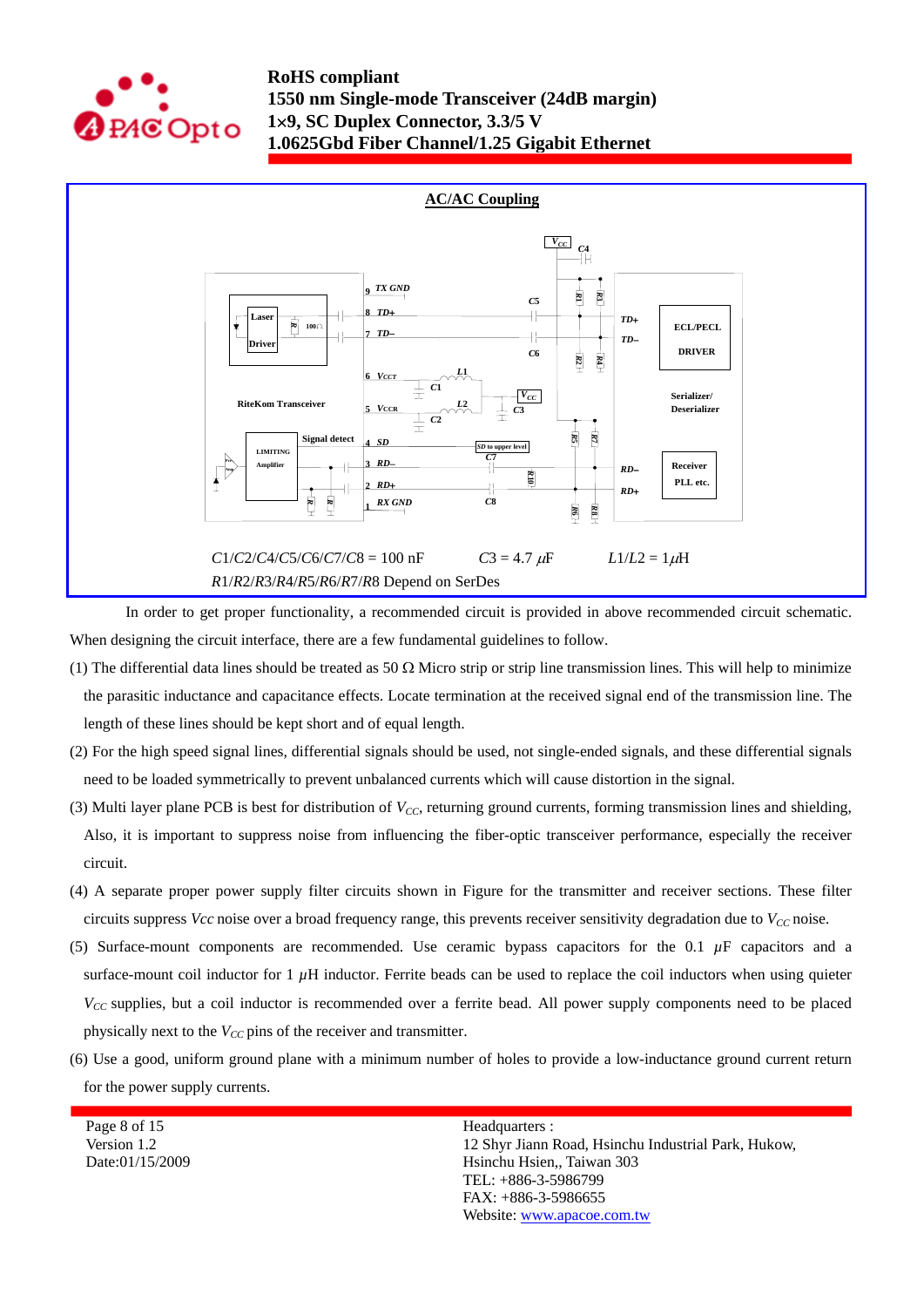## AC/AC Coupling

$C1/C2/C4/C5/C6/C7/C8$ = 100 nF  $C3$ = 4.7 $\mu F$  $L1/L2$ = 1$\mu$H

$R1/R2/R3/R4/R5/R6/R7/R8$ Depend on SerDes

In order to get proper functionality, a recommended circuit is provided in above recommended circuit schematic. When designing the circuit interface, there are a few fundamental guidelines to follow.

(1) The differential data lines should be treated as 50 Ω Micro strip or strip line transmission lines. This will help to minimize the parasitic inductance and capacitance effects. Locate termination at the received signal end of the transmission line. The length of these lines should be kept short and of equal length.

(2) For the high speed signal lines, differential signals should be used, not single-ended signals, and these differential signals need to be loaded symmetrically to prevent unbalanced currents which will cause distortion in the signal.

(3) Multi layer plane PCB is best for distribution of $V_{CC}$, returning ground currents, forming transmission lines and shielding, Also, it is important to suppress noise from influencing the fiber-optic transceiver performance, especially the receiver circuit.

(4) A separate proper power supply filter circuits shown in Figure for the transmitter and receiver sections. These filter circuits suppress $Vcc$ noise over a broad frequency range, this prevents receiver sensitivity degradation due to $V_{CC}$ noise.

(5) Surface-mount components are recommended. Use ceramic bypass capacitors for the 0.1 $\mu$F capacitors and a surface-mount coil inductor for 1 $\mu$H inductor. Ferrite beads can be used to replace the coil inductors when using quieter $V_{CC}$ supplies, but a coil inductor is recommended over a ferrite bead. All power supply components need to be placed physically next to the $V_{CC}$ pins of the receiver and transmitter.

(6) Use a good, uniform ground plane with a minimum number of holes to provide a low-inductance ground current return for the power supply currents.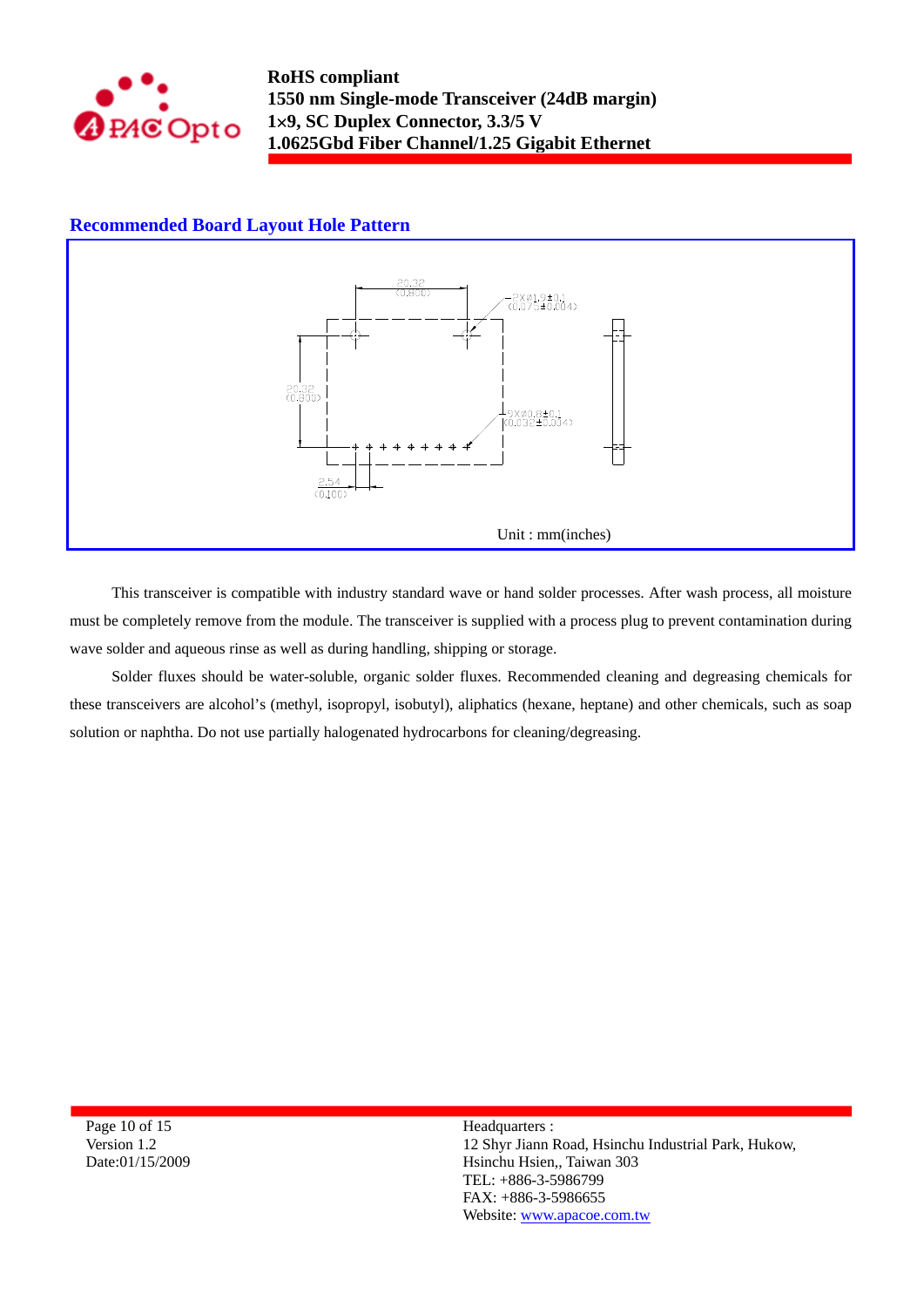## Recommended Board Layout Hole Pattern

20.32 (0.800)

2XØ1.9±0.1 (0.075±0.004)

20.32 (0.800)

9XØ0.8±0.1 (0.032±0.004)

2.54 (0.100)

Unit : mm(inches)

This transceiver is compatible with industry standard wave or hand solder processes. After wash process, all moisture must be completely remove from the module. The transceiver is supplied with a process plug to prevent contamination during wave solder and aqueous rinse as well as during handling, shipping or storage.

Solder fluxes should be water-soluble, organic solder fluxes. Recommended cleaning and degreasing chemicals for these transceivers are alcohol's (methyl, isopropyl, isobutyl), aliphatics (hexane, heptane) and other chemicals, such as soap solution or naphtha. Do not use partially halogenated hydrocarbons for cleaning/degreasing.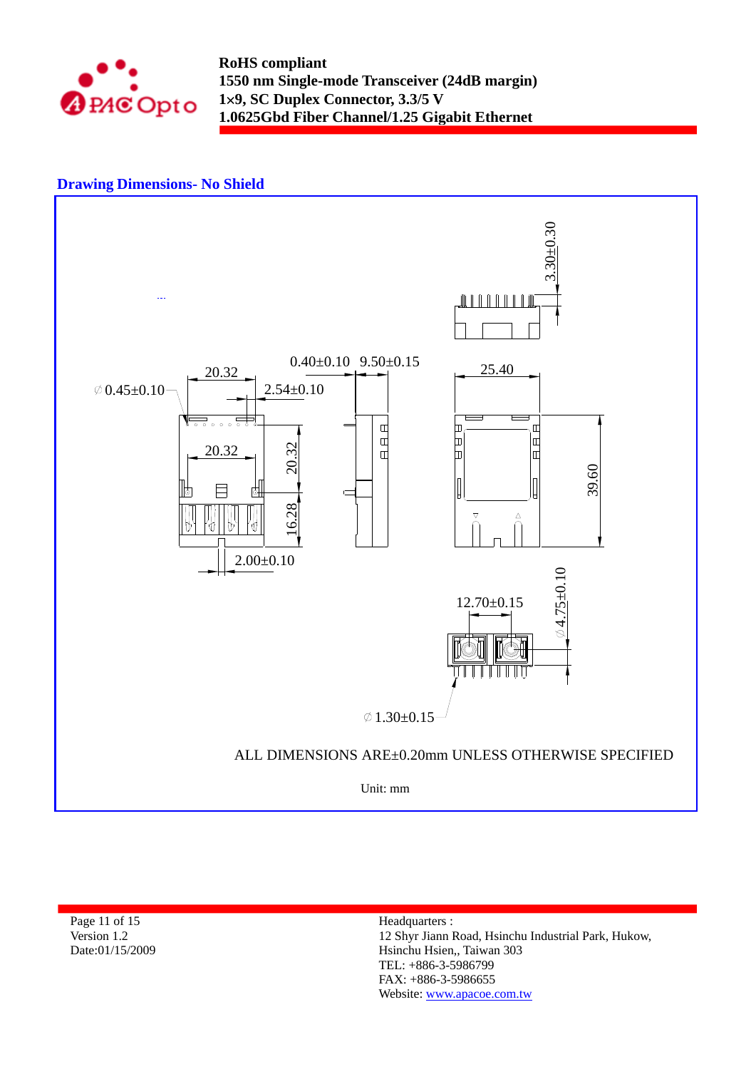## Drawing Dimensions- No Shield

3.30±0.30

0.40±0.10  9.50±0.15

20.32

∅0.45±0.10

2.54±0.10

25.40

20.32

20.32

39.60

16.28

2.00±0.10

12.70±0.15

∅4.75±0.10

∅1.30±0.15

ALL DIMENSIONS ARE±0.20mm UNLESS OTHERWISE SPECIFIED

Unit: mm

Page 11 of 15
Version 1.2
Date:01/15/2009

Headquarters :
12 Shyr Jiann Road, Hsinchu Industrial Park, Hukow,
Hsinchu Hsien,, Taiwan 303
TEL: +886-3-5986799
FAX: +886-3-5986655
Website: www.apacoe.com.tw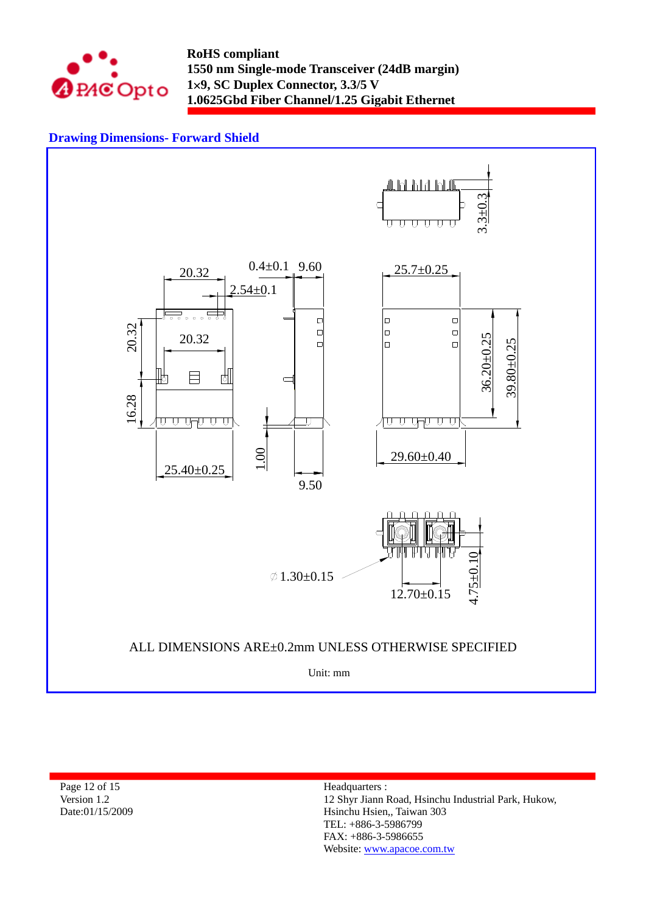## Drawing Dimensions- Forward Shield

3.3±0.3

20.32

0.4±0.1

9.60

2.54±0.1

25.7±0.25

20.32

20.32

16.28

36.20±0.25

39.80±0.25

1.00

25.40±0.25

9.50

29.60±0.40

∅1.30±0.15

12.70±0.15

4.75±0.10

ALL DIMENSIONS ARE±0.2mm UNLESS OTHERWISE SPECIFIED

Unit: mm

Headquarters :
12 Shyr Jiann Road, Hsinchu Industrial Park, Hukow,
Hsinchu Hsien,, Taiwan 303
TEL: +886-3-5986799
FAX: +886-3-5986655
Website: www.apacoe.com.tw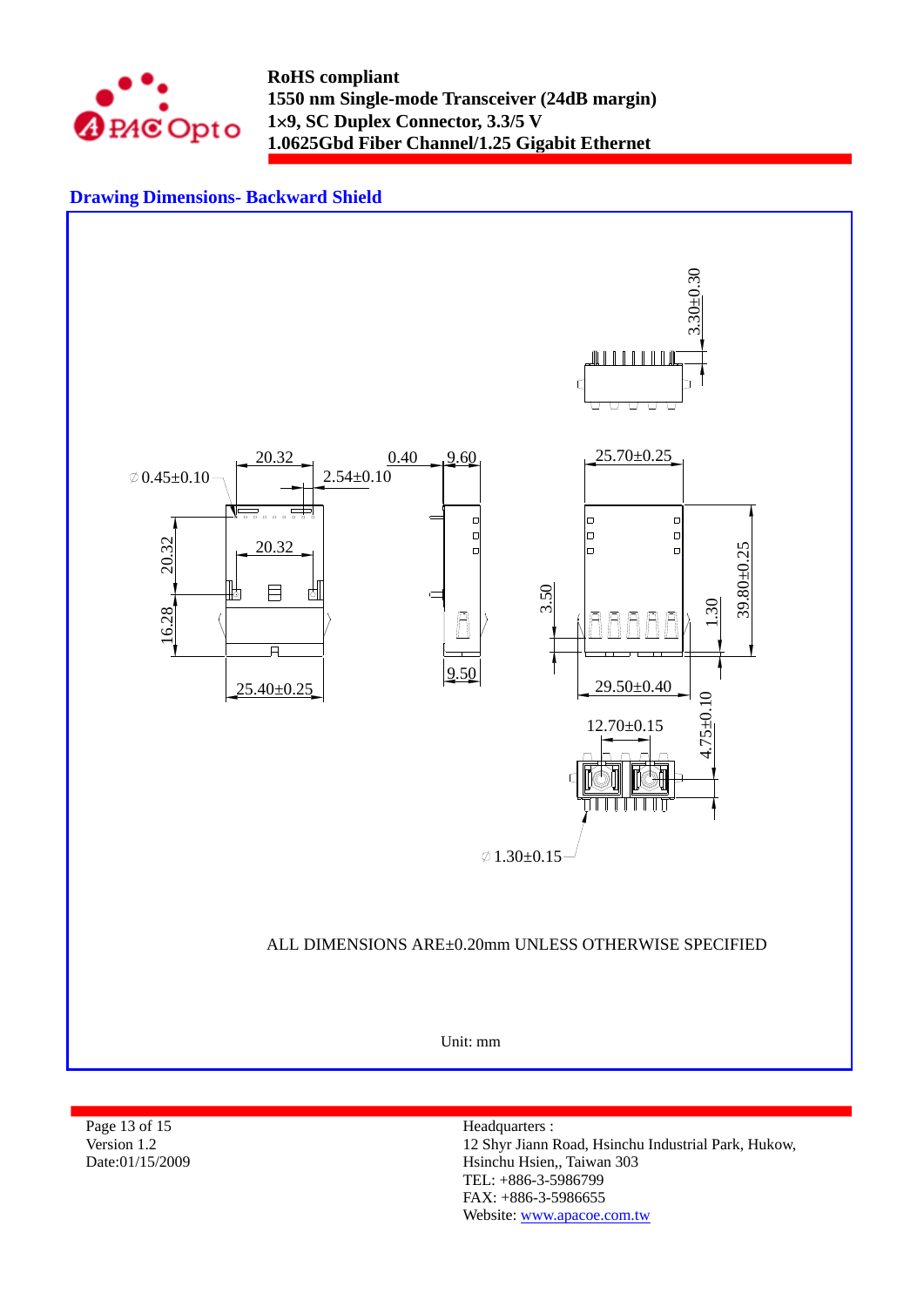## Drawing Dimensions- Backward Shield

3.30±0.30

∅0.45±0.10

20.32

0.40

9.60

2.54±0.10

25.70±0.25

20.32

20.32

16.28

3.50

1.30

39.80±0.25

9.50

25.40±0.25

29.50±0.40

12.70±0.15

4.75±0.10

∅1.30±0.15

ALL DIMENSIONS ARE±0.20mm UNLESS OTHERWISE SPECIFIED

Unit: mm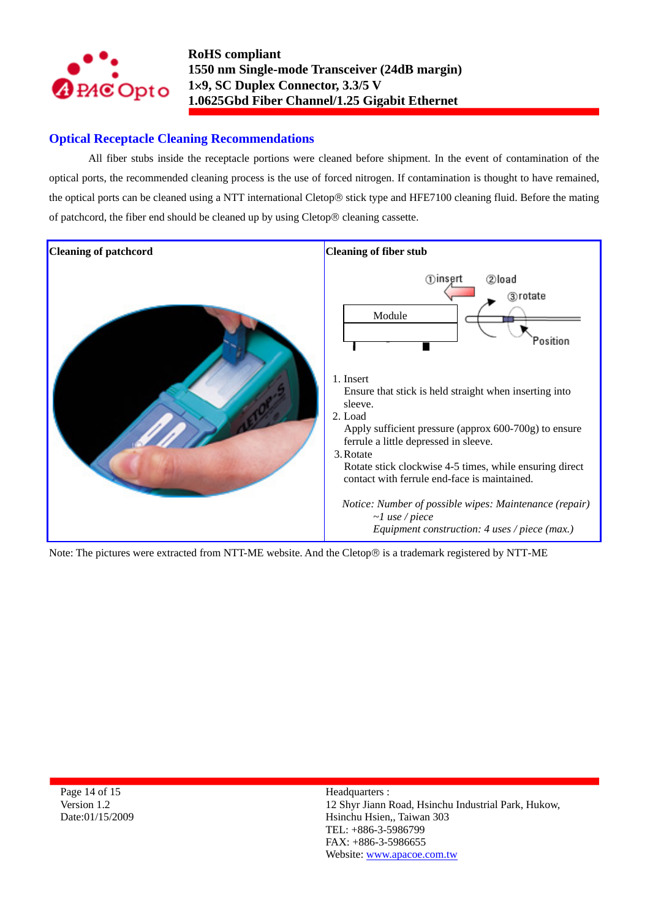## Optical Receptacle Cleaning Recommendations

All fiber stubs inside the receptacle portions were cleaned before shipment. In the event of contamination of the optical ports, the recommended cleaning process is the use of forced nitrogen. If contamination is thought to have remained, the optical ports can be cleaned using a NTT international Cletop® stick type and HFE7100 cleaning fluid. Before the mating of patchcord, the fiber end should be cleaned up by using Cletop® cleaning cassette.

| Cleaning of patchcord | Cleaning of fiber stub |
|---|---|
| | 1. Insert<br>Ensure that stick is held straight when inserting into sleeve.<br>2. Load<br>Apply sufficient pressure (approx 600-700g) to ensure ferrule a little depressed in sleeve.<br>3. Rotate<br>Rotate stick clockwise 4-5 times, while ensuring direct contact with ferrule end-face is maintained.<br><br>*Notice: Number of possible wipes: Maintenance (repair) ~1 use / piece*<br>*Equipment construction: 4 uses / piece (max.)* |

Note: The pictures were extracted from NTT-ME website. And the Cletop® is a trademark registered by NTT-ME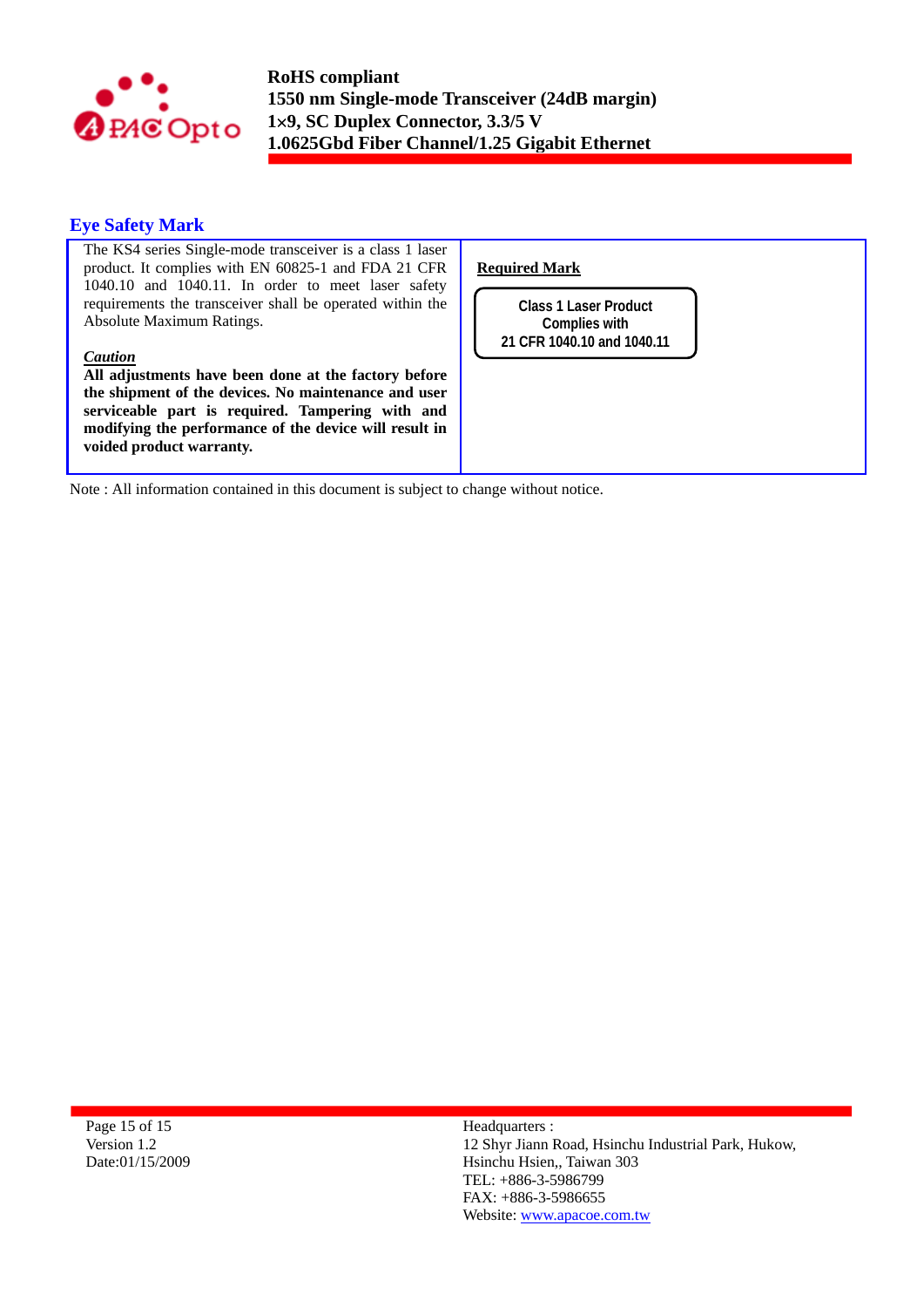## Eye Safety Mark

| | |
|---|---|
| The KS4 series Single-mode transceiver is a class 1 laser product. It complies with EN 60825-1 and FDA 21 CFR 1040.10 and 1040.11. In order to meet laser safety requirements the transceiver shall be operated within the Absolute Maximum Ratings.<br><br>*Caution*<br>**All adjustments have been done at the factory before the shipment of the devices. No maintenance and user serviceable part is required. Tampering with and modifying the performance of the device will result in voided product warranty.** | **Required Mark**<br><br>**Class 1 Laser Product**<br>**Complies with**<br>**21 CFR 1040.10 and 1040.11** |

Note : All information contained in this document is subject to change without notice.

Version 1.2
Date:01/15/2009

Headquarters :
12 Shyr Jiann Road, Hsinchu Industrial Park, Hukow, Hsinchu Hsien,, Taiwan 303
TEL: +886-3-5986799
FAX: +886-3-5986655
Website: www.apacoe.com.tw